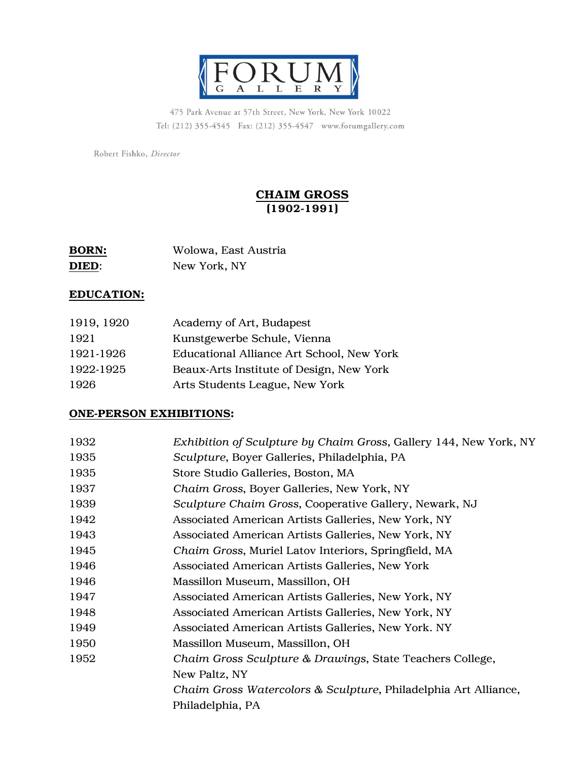# FORUM GALLERY

475 Park Avenue at 57th Street, New York, New York 10022
Tel: (212) 355-4545 Fax: (212) 355-4547 www.forumgallery.com

Robert Fishko, *Director*

## CHAIM GROSS
**(1902-1991)**

**BORN:** Wolowa, East Austria
**DIED:** New York, NY

### EDUCATION:

| | |
|---|---|
| 1919, 1920 | Academy of Art, Budapest |
| 1921 | Kunstgewerbe Schule, Vienna |
| 1921-1926 | Educational Alliance Art School, New York |
| 1922-1925 | Beaux-Arts Institute of Design, New York |
| 1926 | Arts Students League, New York |

### ONE-PERSON EXHIBITIONS:

| | |
|---|---|
| 1932 | *Exhibition of Sculpture by Chaim Gross*, Gallery 144, New York, NY |
| 1935 | *Sculpture*, Boyer Galleries, Philadelphia, PA |
| 1935 | Store Studio Galleries, Boston, MA |
| 1937 | *Chaim Gross*, Boyer Galleries, New York, NY |
| 1939 | *Sculpture Chaim Gross*, Cooperative Gallery, Newark, NJ |
| 1942 | Associated American Artists Galleries, New York, NY |
| 1943 | Associated American Artists Galleries, New York, NY |
| 1945 | *Chaim Gross*, Muriel Latov Interiors, Springfield, MA |
| 1946 | Associated American Artists Galleries, New York |
| 1946 | Massillon Museum, Massillon, OH |
| 1947 | Associated American Artists Galleries, New York, NY |
| 1948 | Associated American Artists Galleries, New York, NY |
| 1949 | Associated American Artists Galleries, New York. NY |
| 1950 | Massillon Museum, Massillon, OH |
| 1952 | *Chaim Gross Sculpture & Drawings*, State Teachers College, New Paltz, NY |
| | *Chaim Gross Watercolors & Sculpture*, Philadelphia Art Alliance, Philadelphia, PA |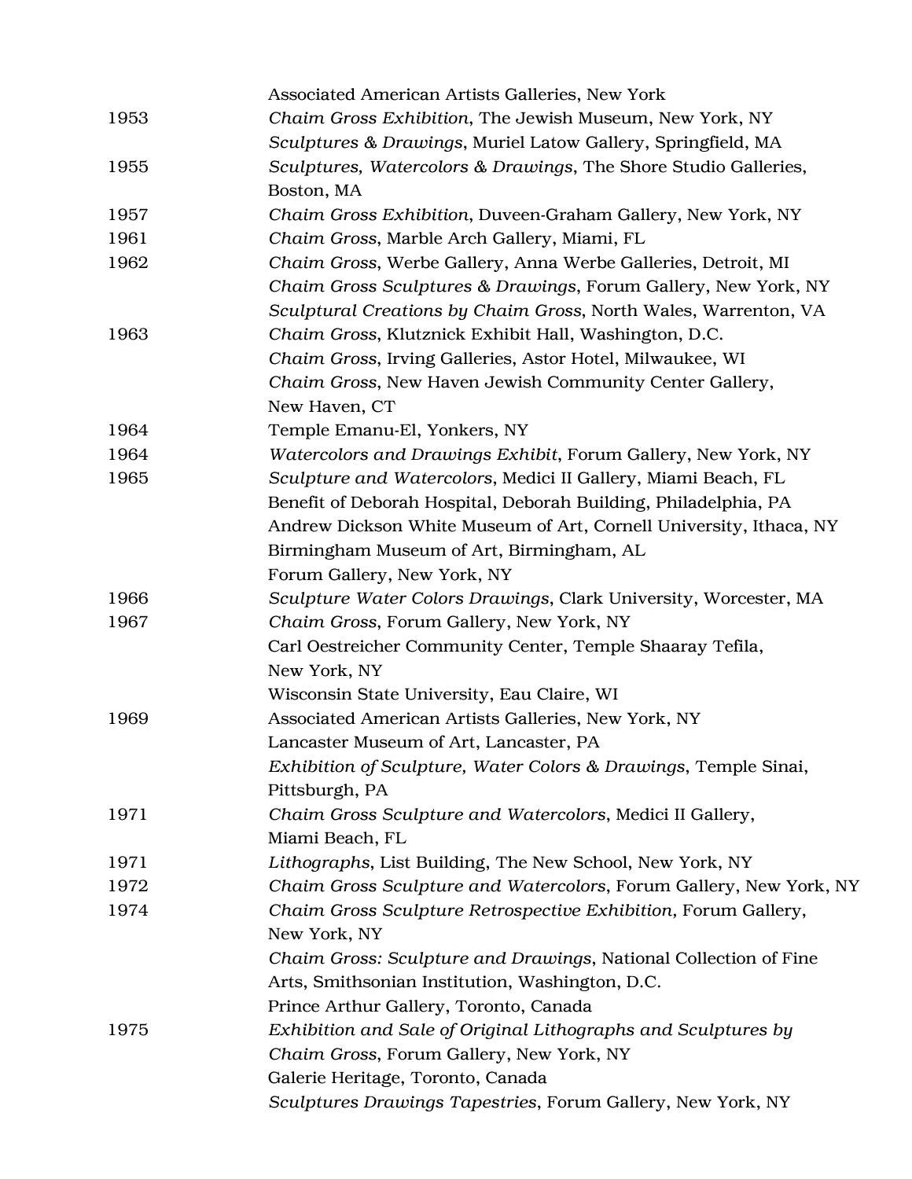| | |
|---|---|
| | Associated American Artists Galleries, New York |
| 1953 | *Chaim Gross Exhibition*, The Jewish Museum, New York, NY |
| | *Sculptures & Drawings*, Muriel Latow Gallery, Springfield, MA |
| 1955 | *Sculptures, Watercolors & Drawings*, The Shore Studio Galleries, Boston, MA |
| 1957 | *Chaim Gross Exhibition*, Duveen-Graham Gallery, New York, NY |
| 1961 | *Chaim Gross*, Marble Arch Gallery, Miami, FL |
| 1962 | *Chaim Gross*, Werbe Gallery, Anna Werbe Galleries, Detroit, MI |
| | *Chaim Gross Sculptures & Drawings*, Forum Gallery, New York, NY |
| | *Sculptural Creations by Chaim Gross*, North Wales, Warrenton, VA |
| 1963 | *Chaim Gross*, Klutznick Exhibit Hall, Washington, D.C. |
| | *Chaim Gross*, Irving Galleries, Astor Hotel, Milwaukee, WI |
| | *Chaim Gross*, New Haven Jewish Community Center Gallery, New Haven, CT |
| 1964 | Temple Emanu-El, Yonkers, NY |
| 1964 | *Watercolors and Drawings Exhibit*, Forum Gallery, New York, NY |
| 1965 | *Sculpture and Watercolors*, Medici II Gallery, Miami Beach, FL |
| | Benefit of Deborah Hospital, Deborah Building, Philadelphia, PA |
| | Andrew Dickson White Museum of Art, Cornell University, Ithaca, NY |
| | Birmingham Museum of Art, Birmingham, AL |
| | Forum Gallery, New York, NY |
| 1966 | *Sculpture Water Colors Drawings*, Clark University, Worcester, MA |
| 1967 | *Chaim Gross*, Forum Gallery, New York, NY |
| | Carl Oestreicher Community Center, Temple Shaaray Tefila, New York, NY |
| | Wisconsin State University, Eau Claire, WI |
| 1969 | Associated American Artists Galleries, New York, NY |
| | Lancaster Museum of Art, Lancaster, PA |
| | *Exhibition of Sculpture, Water Colors & Drawings*, Temple Sinai, Pittsburgh, PA |
| 1971 | *Chaim Gross Sculpture and Watercolors*, Medici II Gallery, Miami Beach, FL |
| 1971 | *Lithographs*, List Building, The New School, New York, NY |
| 1972 | *Chaim Gross Sculpture and Watercolors*, Forum Gallery, New York, NY |
| 1974 | *Chaim Gross Sculpture Retrospective Exhibition*, Forum Gallery, New York, NY |
| | *Chaim Gross: Sculpture and Drawings*, National Collection of Fine Arts, Smithsonian Institution, Washington, D.C. |
| | Prince Arthur Gallery, Toronto, Canada |
| 1975 | *Exhibition and Sale of Original Lithographs and Sculptures by Chaim Gross*, Forum Gallery, New York, NY |
| | Galerie Heritage, Toronto, Canada |
| | *Sculptures Drawings Tapestries*, Forum Gallery, New York, NY |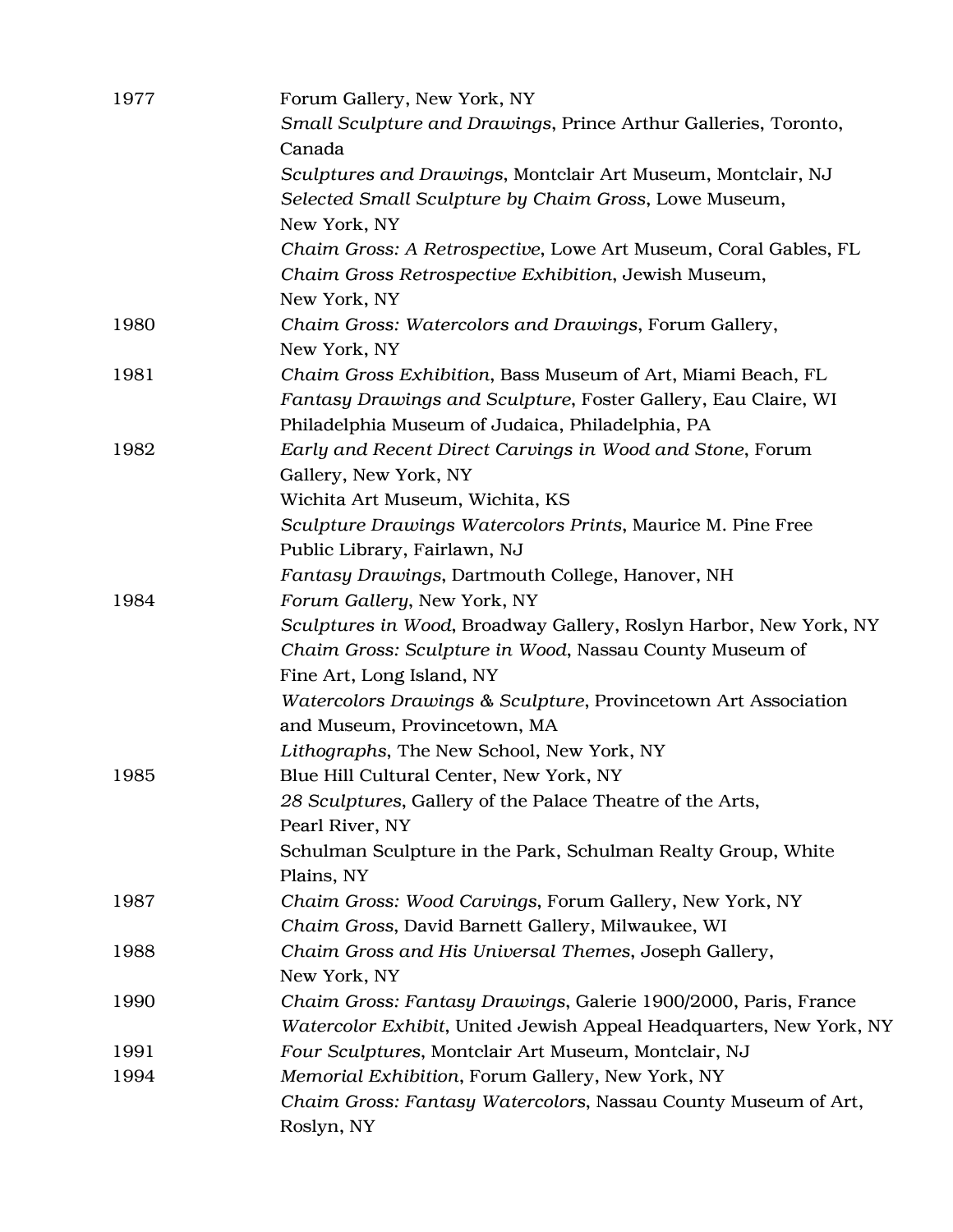1977 Forum Gallery, New York, NY
*Small Sculpture and Drawings*, Prince Arthur Galleries, Toronto, Canada
*Sculptures and Drawings*, Montclair Art Museum, Montclair, NJ
*Selected Small Sculpture by Chaim Gross*, Lowe Museum, New York, NY
*Chaim Gross: A Retrospective*, Lowe Art Museum, Coral Gables, FL
*Chaim Gross Retrospective Exhibition*, Jewish Museum, New York, NY

1980 *Chaim Gross: Watercolors and Drawings*, Forum Gallery, New York, NY

1981 *Chaim Gross Exhibition*, Bass Museum of Art, Miami Beach, FL
*Fantasy Drawings and Sculpture*, Foster Gallery, Eau Claire, WI
Philadelphia Museum of Judaica, Philadelphia, PA

1982 *Early and Recent Direct Carvings in Wood and Stone*, Forum Gallery, New York, NY
Wichita Art Museum, Wichita, KS
*Sculpture Drawings Watercolors Prints*, Maurice M. Pine Free Public Library, Fairlawn, NJ
*Fantasy Drawings*, Dartmouth College, Hanover, NH

1984 *Forum Gallery*, New York, NY
*Sculptures in Wood*, Broadway Gallery, Roslyn Harbor, New York, NY
*Chaim Gross: Sculpture in Wood*, Nassau County Museum of Fine Art, Long Island, NY
*Watercolors Drawings & Sculpture*, Provincetown Art Association and Museum, Provincetown, MA
*Lithographs*, The New School, New York, NY

1985 Blue Hill Cultural Center, New York, NY
*28 Sculptures*, Gallery of the Palace Theatre of the Arts, Pearl River, NY
Schulman Sculpture in the Park, Schulman Realty Group, White Plains, NY

1987 *Chaim Gross: Wood Carvings*, Forum Gallery, New York, NY
*Chaim Gross*, David Barnett Gallery, Milwaukee, WI

1988 *Chaim Gross and His Universal Themes*, Joseph Gallery, New York, NY

1990 *Chaim Gross: Fantasy Drawings*, Galerie 1900/2000, Paris, France
*Watercolor Exhibit*, United Jewish Appeal Headquarters, New York, NY

1991 *Four Sculptures*, Montclair Art Museum, Montclair, NJ

1994 *Memorial Exhibition*, Forum Gallery, New York, NY
*Chaim Gross: Fantasy Watercolors*, Nassau County Museum of Art, Roslyn, NY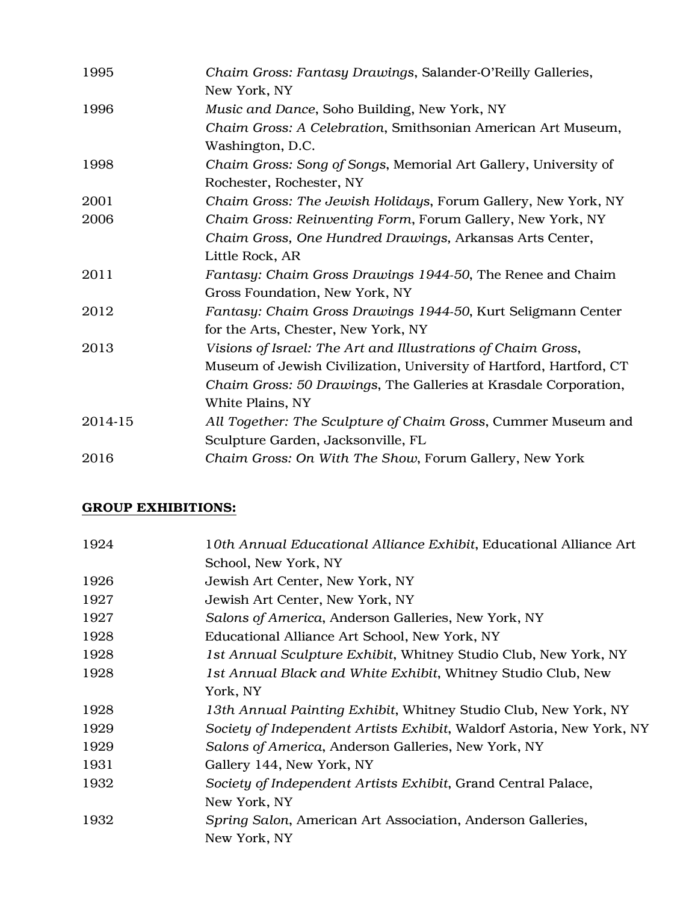| | |
|---|---|
| 1995 | *Chaim Gross: Fantasy Drawings*, Salander-O'Reilly Galleries, New York, NY |
| 1996 | *Music and Dance*, Soho Building, New York, NY |
| | *Chaim Gross: A Celebration*, Smithsonian American Art Museum, Washington, D.C. |
| 1998 | *Chaim Gross: Song of Songs*, Memorial Art Gallery, University of Rochester, Rochester, NY |
| 2001 | *Chaim Gross: The Jewish Holidays*, Forum Gallery, New York, NY |
| 2006 | *Chaim Gross: Reinventing Form*, Forum Gallery, New York, NY |
| | *Chaim Gross, One Hundred Drawings,* Arkansas Arts Center, Little Rock, AR |
| 2011 | *Fantasy: Chaim Gross Drawings 1944-50*, The Renee and Chaim Gross Foundation, New York, NY |
| 2012 | *Fantasy: Chaim Gross Drawings 1944-50*, Kurt Seligmann Center for the Arts, Chester, New York, NY |
| 2013 | *Visions of Israel: The Art and Illustrations of Chaim Gross*, Museum of Jewish Civilization, University of Hartford, Hartford, CT |
| | *Chaim Gross: 50 Drawings*, The Galleries at Krasdale Corporation, White Plains, NY |
| 2014-15 | *All Together: The Sculpture of Chaim Gross*, Cummer Museum and Sculpture Garden, Jacksonville, FL |
| 2016 | *Chaim Gross: On With The Show*, Forum Gallery, New York |

## **GROUP EXHIBITIONS:**

| | |
|---|---|
| 1924 | *10th Annual Educational Alliance Exhibit*, Educational Alliance Art School, New York, NY |
| 1926 | Jewish Art Center, New York, NY |
| 1927 | Jewish Art Center, New York, NY |
| 1927 | *Salons of America*, Anderson Galleries, New York, NY |
| 1928 | Educational Alliance Art School, New York, NY |
| 1928 | *1st Annual Sculpture Exhibit*, Whitney Studio Club, New York, NY |
| 1928 | *1st Annual Black and White Exhibit*, Whitney Studio Club, New York, NY |
| 1928 | *13th Annual Painting Exhibit*, Whitney Studio Club, New York, NY |
| 1929 | *Society of Independent Artists Exhibit*, Waldorf Astoria, New York, NY |
| 1929 | *Salons of America*, Anderson Galleries, New York, NY |
| 1931 | Gallery 144, New York, NY |
| 1932 | *Society of Independent Artists Exhibit*, Grand Central Palace, New York, NY |
| 1932 | *Spring Salon*, American Art Association, Anderson Galleries, New York, NY |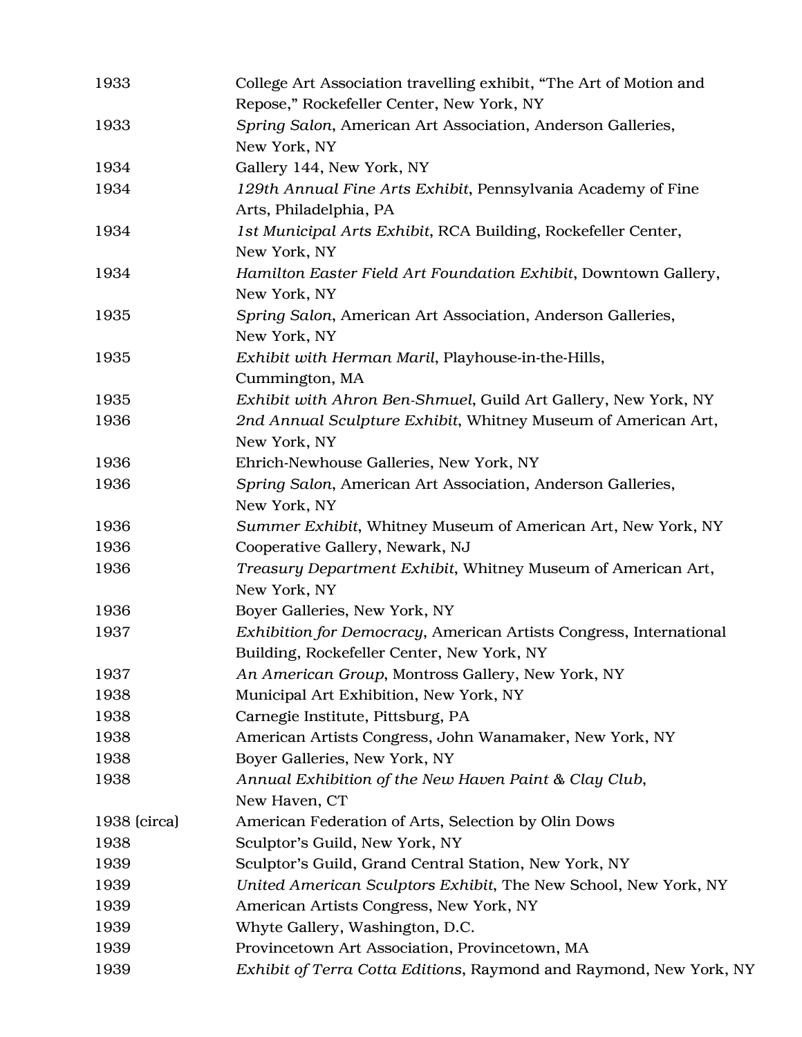| | |
|---|---|
| 1933 | College Art Association travelling exhibit, “The Art of Motion and Repose,” Rockefeller Center, New York, NY |
| 1933 | *Spring Salon*, American Art Association, Anderson Galleries, New York, NY |
| 1934 | Gallery 144, New York, NY |
| 1934 | *129th Annual Fine Arts Exhibit*, Pennsylvania Academy of Fine Arts, Philadelphia, PA |
| 1934 | *1st Municipal Arts Exhibit*, RCA Building, Rockefeller Center, New York, NY |
| 1934 | *Hamilton Easter Field Art Foundation Exhibit*, Downtown Gallery, New York, NY |
| 1935 | *Spring Salon*, American Art Association, Anderson Galleries, New York, NY |
| 1935 | *Exhibit with Herman Maril*, Playhouse-in-the-Hills, Cummington, MA |
| 1935 | *Exhibit with Ahron Ben-Shmuel*, Guild Art Gallery, New York, NY |
| 1936 | *2nd Annual Sculpture Exhibit*, Whitney Museum of American Art, New York, NY |
| 1936 | Ehrich-Newhouse Galleries, New York, NY |
| 1936 | *Spring Salon*, American Art Association, Anderson Galleries, New York, NY |
| 1936 | *Summer Exhibit*, Whitney Museum of American Art, New York, NY |
| 1936 | Cooperative Gallery, Newark, NJ |
| 1936 | *Treasury Department Exhibit*, Whitney Museum of American Art, New York, NY |
| 1936 | Boyer Galleries, New York, NY |
| 1937 | *Exhibition for Democracy*, American Artists Congress, International Building, Rockefeller Center, New York, NY |
| 1937 | *An American Group*, Montross Gallery, New York, NY |
| 1938 | Municipal Art Exhibition, New York, NY |
| 1938 | Carnegie Institute, Pittsburg, PA |
| 1938 | American Artists Congress, John Wanamaker, New York, NY |
| 1938 | Boyer Galleries, New York, NY |
| 1938 | *Annual Exhibition of the New Haven Paint & Clay Club*, New Haven, CT |
| 1938 (circa) | American Federation of Arts, Selection by Olin Dows |
| 1938 | Sculptor’s Guild, New York, NY |
| 1939 | Sculptor’s Guild, Grand Central Station, New York, NY |
| 1939 | *United American Sculptors Exhibit*, The New School, New York, NY |
| 1939 | American Artists Congress, New York, NY |
| 1939 | Whyte Gallery, Washington, D.C. |
| 1939 | Provincetown Art Association, Provincetown, MA |
| 1939 | *Exhibit of Terra Cotta Editions*, Raymond and Raymond, New York, NY |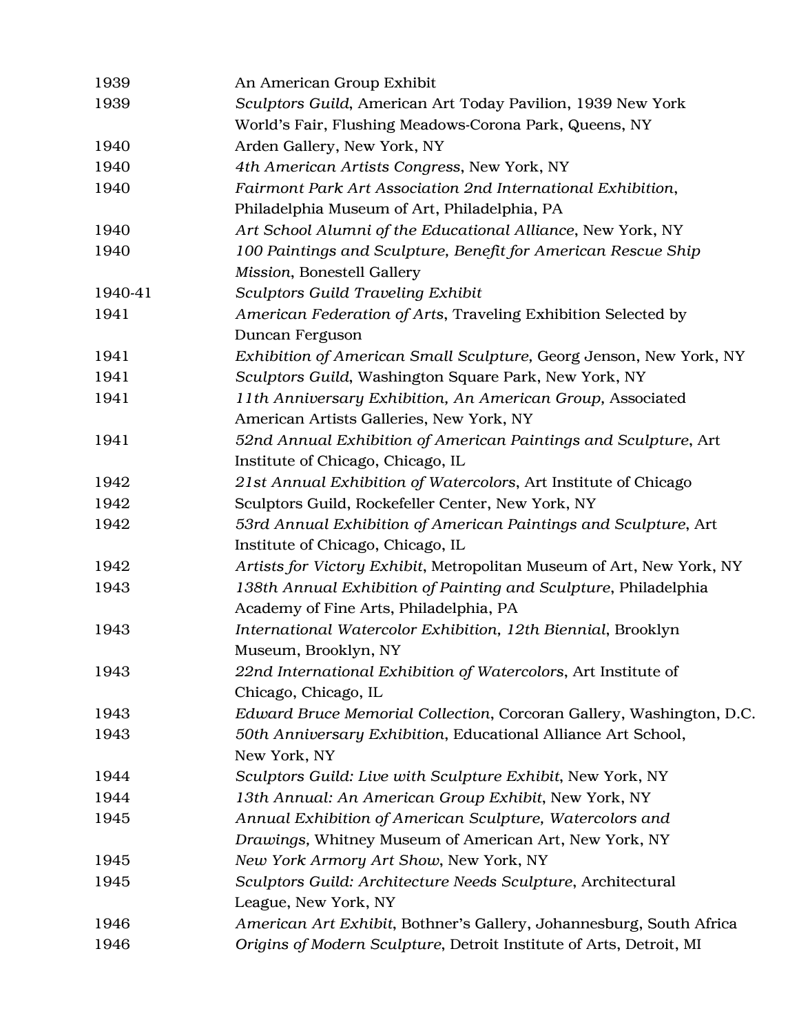| | |
|---|---|
| 1939 | An American Group Exhibit |
| 1939 | *Sculptors Guild*, American Art Today Pavilion, 1939 New York World's Fair, Flushing Meadows-Corona Park, Queens, NY |
| 1940 | Arden Gallery, New York, NY |
| 1940 | *4th American Artists Congress*, New York, NY |
| 1940 | *Fairmont Park Art Association 2nd International Exhibition*, Philadelphia Museum of Art, Philadelphia, PA |
| 1940 | *Art School Alumni of the Educational Alliance*, New York, NY |
| 1940 | *100 Paintings and Sculpture, Benefit for American Rescue Ship Mission*, Bonestell Gallery |
| 1940-41 | *Sculptors Guild Traveling Exhibit* |
| 1941 | *American Federation of Arts*, Traveling Exhibition Selected by Duncan Ferguson |
| 1941 | *Exhibition of American Small Sculpture,* Georg Jenson, New York, NY |
| 1941 | *Sculptors Guild*, Washington Square Park, New York, NY |
| 1941 | *11th Anniversary Exhibition, An American Group,* Associated American Artists Galleries, New York, NY |
| 1941 | *52nd Annual Exhibition of American Paintings and Sculpture*, Art Institute of Chicago, Chicago, IL |
| 1942 | *21st Annual Exhibition of Watercolors*, Art Institute of Chicago |
| 1942 | Sculptors Guild, Rockefeller Center, New York, NY |
| 1942 | *53rd Annual Exhibition of American Paintings and Sculpture*, Art Institute of Chicago, Chicago, IL |
| 1942 | *Artists for Victory Exhibit*, Metropolitan Museum of Art, New York, NY |
| 1943 | *138th Annual Exhibition of Painting and Sculpture*, Philadelphia Academy of Fine Arts, Philadelphia, PA |
| 1943 | *International Watercolor Exhibition, 12th Biennial*, Brooklyn Museum, Brooklyn, NY |
| 1943 | *22nd International Exhibition of Watercolors*, Art Institute of Chicago, Chicago, IL |
| 1943 | *Edward Bruce Memorial Collection*, Corcoran Gallery, Washington, D.C. |
| 1943 | *50th Anniversary Exhibition*, Educational Alliance Art School, New York, NY |
| 1944 | *Sculptors Guild: Live with Sculpture Exhibit*, New York, NY |
| 1944 | *13th Annual: An American Group Exhibit*, New York, NY |
| 1945 | *Annual Exhibition of American Sculpture, Watercolors and Drawings,* Whitney Museum of American Art, New York, NY |
| 1945 | *New York Armory Art Show*, New York, NY |
| 1945 | *Sculptors Guild: Architecture Needs Sculpture*, Architectural League, New York, NY |
| 1946 | *American Art Exhibit*, Bothner's Gallery, Johannesburg, South Africa |
| 1946 | *Origins of Modern Sculpture*, Detroit Institute of Arts, Detroit, MI |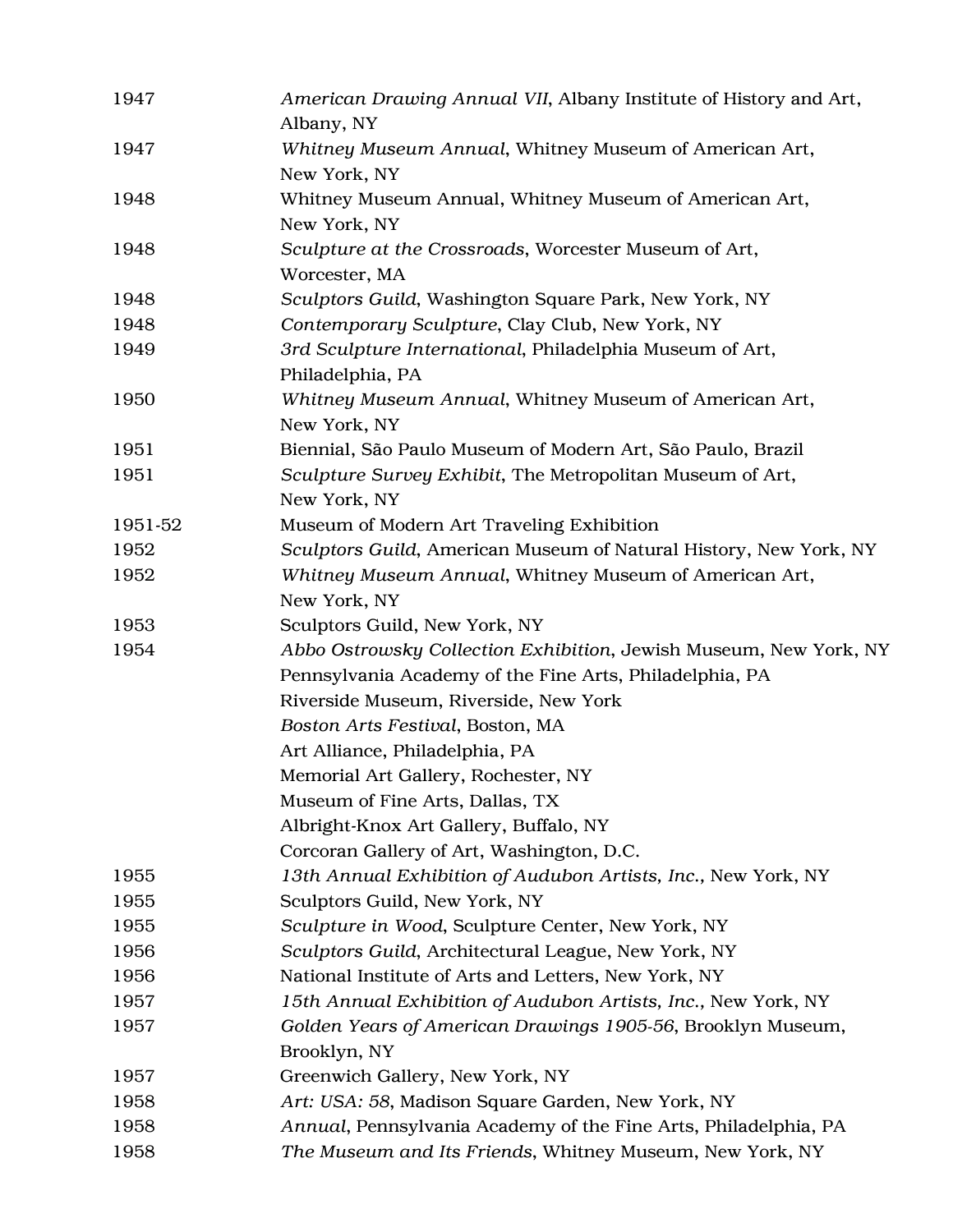| | |
|---|---|
| 1947 | *American Drawing Annual VII*, Albany Institute of History and Art, Albany, NY |
| 1947 | *Whitney Museum Annual*, Whitney Museum of American Art, New York, NY |
| 1948 | Whitney Museum Annual, Whitney Museum of American Art, New York, NY |
| 1948 | *Sculpture at the Crossroads*, Worcester Museum of Art, Worcester, MA |
| 1948 | *Sculptors Guild*, Washington Square Park, New York, NY |
| 1948 | *Contemporary Sculpture*, Clay Club, New York, NY |
| 1949 | *3rd Sculpture International*, Philadelphia Museum of Art, Philadelphia, PA |
| 1950 | *Whitney Museum Annual*, Whitney Museum of American Art, New York, NY |
| 1951 | Biennial, São Paulo Museum of Modern Art, São Paulo, Brazil |
| 1951 | *Sculpture Survey Exhibit*, The Metropolitan Museum of Art, New York, NY |
| 1951-52 | Museum of Modern Art Traveling Exhibition |
| 1952 | *Sculptors Guild*, American Museum of Natural History, New York, NY |
| 1952 | *Whitney Museum Annual*, Whitney Museum of American Art, New York, NY |
| 1953 | Sculptors Guild, New York, NY |
| 1954 | *Abbo Ostrowsky Collection Exhibition*, Jewish Museum, New York, NY |
| | Pennsylvania Academy of the Fine Arts, Philadelphia, PA |
| | Riverside Museum, Riverside, New York |
| | *Boston Arts Festival*, Boston, MA |
| | Art Alliance, Philadelphia, PA |
| | Memorial Art Gallery, Rochester, NY |
| | Museum of Fine Arts, Dallas, TX |
| | Albright-Knox Art Gallery, Buffalo, NY |
| | Corcoran Gallery of Art, Washington, D.C. |
| 1955 | *13th Annual Exhibition of Audubon Artists, Inc.*, New York, NY |
| 1955 | Sculptors Guild, New York, NY |
| 1955 | *Sculpture in Wood*, Sculpture Center, New York, NY |
| 1956 | *Sculptors Guild*, Architectural League, New York, NY |
| 1956 | National Institute of Arts and Letters, New York, NY |
| 1957 | *15th Annual Exhibition of Audubon Artists, Inc.*, New York, NY |
| 1957 | *Golden Years of American Drawings 1905-56*, Brooklyn Museum, Brooklyn, NY |
| 1957 | Greenwich Gallery, New York, NY |
| 1958 | *Art: USA: 58*, Madison Square Garden, New York, NY |
| 1958 | *Annual*, Pennsylvania Academy of the Fine Arts, Philadelphia, PA |
| 1958 | *The Museum and Its Friends*, Whitney Museum, New York, NY |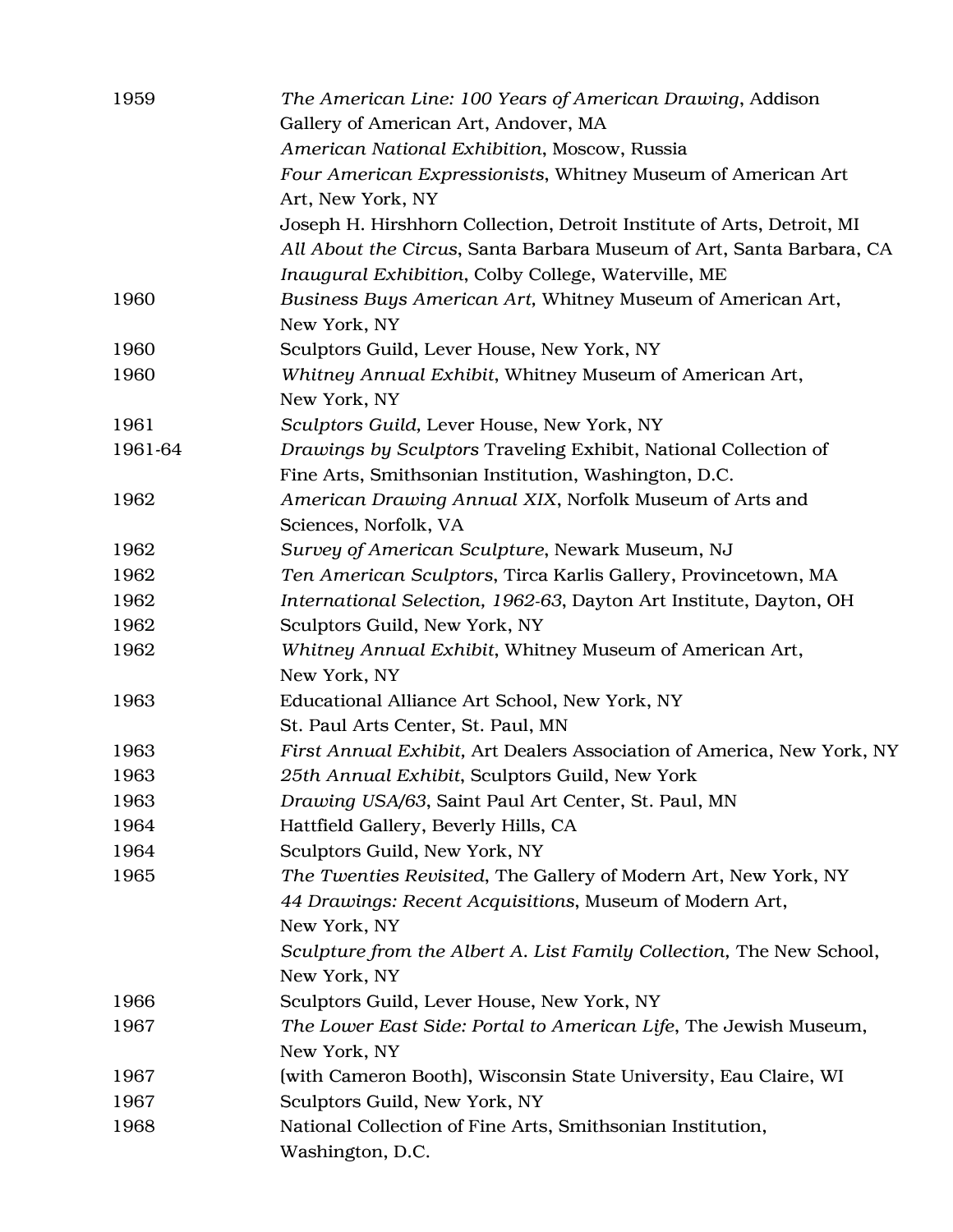| | |
|---|---|
| 1959 | *The American Line: 100 Years of American Drawing*, Addison Gallery of American Art, Andover, MA |
| | *American National Exhibition*, Moscow, Russia |
| | *Four American Expressionists*, Whitney Museum of American Art Art, New York, NY |
| | Joseph H. Hirshhorn Collection, Detroit Institute of Arts, Detroit, MI |
| | *All About the Circus*, Santa Barbara Museum of Art, Santa Barbara, CA |
| | *Inaugural Exhibition*, Colby College, Waterville, ME |
| 1960 | *Business Buys American Art,* Whitney Museum of American Art, New York, NY |
| 1960 | Sculptors Guild, Lever House, New York, NY |
| 1960 | *Whitney Annual Exhibit*, Whitney Museum of American Art, New York, NY |
| 1961 | *Sculptors Guild,* Lever House, New York, NY |
| 1961-64 | *Drawings by Sculptors* Traveling Exhibit, National Collection of Fine Arts, Smithsonian Institution, Washington, D.C. |
| 1962 | *American Drawing Annual XIX*, Norfolk Museum of Arts and Sciences, Norfolk, VA |
| 1962 | *Survey of American Sculpture*, Newark Museum, NJ |
| 1962 | *Ten American Sculptors*, Tirca Karlis Gallery, Provincetown, MA |
| 1962 | *International Selection, 1962-63*, Dayton Art Institute, Dayton, OH |
| 1962 | Sculptors Guild, New York, NY |
| 1962 | *Whitney Annual Exhibit*, Whitney Museum of American Art, New York, NY |
| 1963 | Educational Alliance Art School, New York, NY |
| | St. Paul Arts Center, St. Paul, MN |
| 1963 | *First Annual Exhibit,* Art Dealers Association of America, New York, NY |
| 1963 | *25th Annual Exhibit*, Sculptors Guild, New York |
| 1963 | *Drawing USA/63*, Saint Paul Art Center, St. Paul, MN |
| 1964 | Hattfield Gallery, Beverly Hills, CA |
| 1964 | Sculptors Guild, New York, NY |
| 1965 | *The Twenties Revisited*, The Gallery of Modern Art, New York, NY |
| | *44 Drawings: Recent Acquisitions*, Museum of Modern Art, New York, NY |
| | *Sculpture from the Albert A. List Family Collection,* The New School, New York, NY |
| 1966 | Sculptors Guild, Lever House, New York, NY |
| 1967 | *The Lower East Side: Portal to American Life*, The Jewish Museum, New York, NY |
| 1967 | (with Cameron Booth), Wisconsin State University, Eau Claire, WI |
| 1967 | Sculptors Guild, New York, NY |
| 1968 | National Collection of Fine Arts, Smithsonian Institution, Washington, D.C. |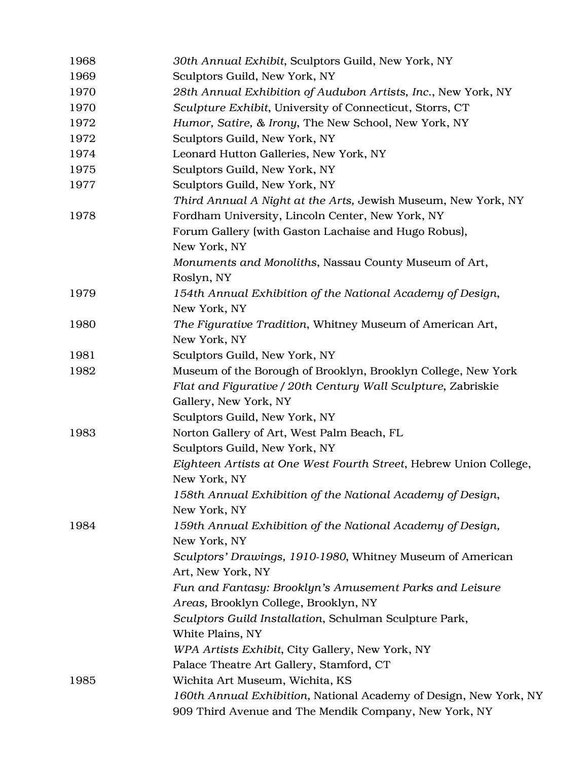| | |
|---|---|
| 1968 | *30th Annual Exhibit*, Sculptors Guild, New York, NY |
| 1969 | Sculptors Guild, New York, NY |
| 1970 | *28th Annual Exhibition of Audubon Artists, Inc.*, New York, NY |
| 1970 | *Sculpture Exhibit*, University of Connecticut, Storrs, CT |
| 1972 | *Humor, Satire, & Irony*, The New School, New York, NY |
| 1972 | Sculptors Guild, New York, NY |
| 1974 | Leonard Hutton Galleries, New York, NY |
| 1975 | Sculptors Guild, New York, NY |
| 1977 | Sculptors Guild, New York, NY |
| | *Third Annual A Night at the Arts,* Jewish Museum, New York, NY |
| 1978 | Fordham University, Lincoln Center, New York, NY |
| | Forum Gallery (with Gaston Lachaise and Hugo Robus), New York, NY |
| | *Monuments and Monoliths*, Nassau County Museum of Art, Roslyn, NY |
| 1979 | *154th Annual Exhibition of the National Academy of Design*, New York, NY |
| 1980 | *The Figurative Tradition*, Whitney Museum of American Art, New York, NY |
| 1981 | Sculptors Guild, New York, NY |
| 1982 | Museum of the Borough of Brooklyn, Brooklyn College, New York |
| | *Flat and Figurative / 20th Century Wall Sculpture*, Zabriskie Gallery, New York, NY |
| | Sculptors Guild, New York, NY |
| 1983 | Norton Gallery of Art, West Palm Beach, FL |
| | Sculptors Guild, New York, NY |
| | *Eighteen Artists at One West Fourth Street*, Hebrew Union College, New York, NY |
| | *158th Annual Exhibition of the National Academy of Design*, New York, NY |
| 1984 | *159th Annual Exhibition of the National Academy of Design,* New York, NY |
| | *Sculptors' Drawings, 1910-1980*, Whitney Museum of American Art, New York, NY |
| | *Fun and Fantasy: Brooklyn's Amusement Parks and Leisure Areas,* Brooklyn College, Brooklyn, NY |
| | *Sculptors Guild Installation*, Schulman Sculpture Park, White Plains, NY |
| | *WPA Artists Exhibit*, City Gallery, New York, NY |
| | Palace Theatre Art Gallery, Stamford, CT |
| 1985 | Wichita Art Museum, Wichita, KS |
| | *160th Annual Exhibition,* National Academy of Design, New York, NY |
| | 909 Third Avenue and The Mendik Company, New York, NY |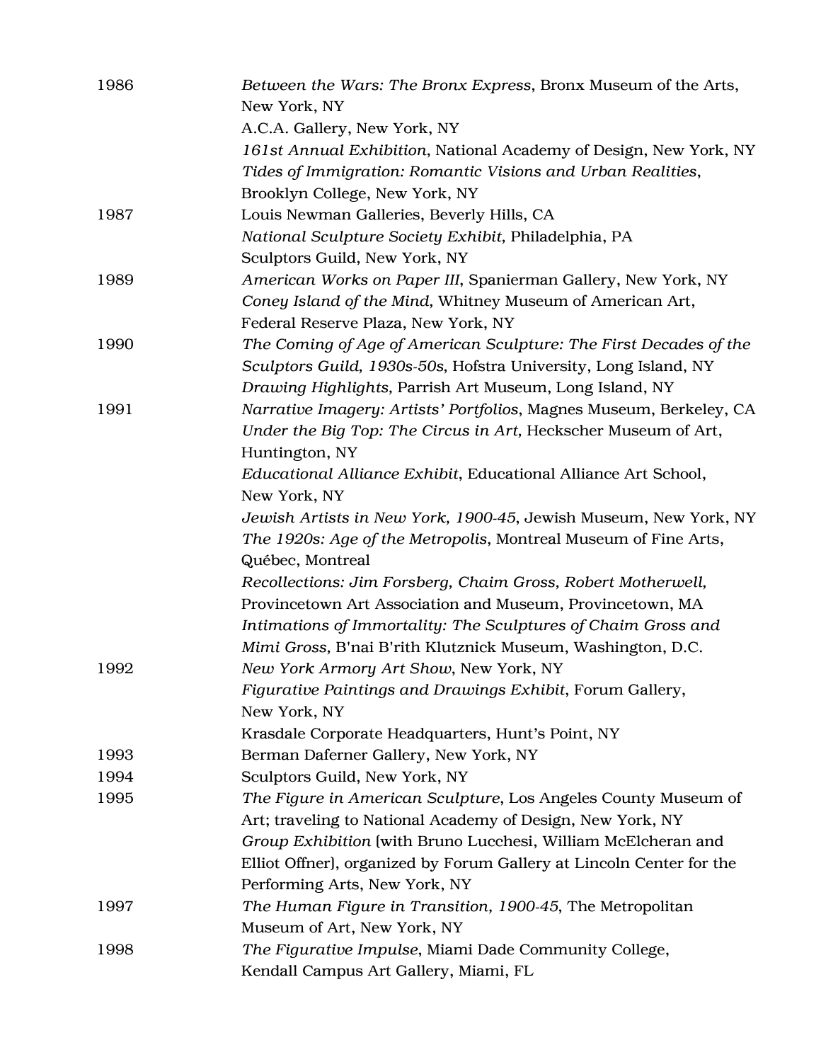1986 *Between the Wars: The Bronx Express*, Bronx Museum of the Arts, New York, NY
A.C.A. Gallery, New York, NY
*161st Annual Exhibition*, National Academy of Design, New York, NY
*Tides of Immigration: Romantic Visions and Urban Realities*, Brooklyn College, New York, NY

1987 Louis Newman Galleries, Beverly Hills, CA
*National Sculpture Society Exhibit,* Philadelphia, PA
Sculptors Guild, New York, NY

1989 *American Works on Paper III*, Spanierman Gallery, New York, NY
*Coney Island of the Mind,* Whitney Museum of American Art, Federal Reserve Plaza, New York, NY

1990 *The Coming of Age of American Sculpture: The First Decades of the Sculptors Guild, 1930s-50s*, Hofstra University, Long Island, NY
*Drawing Highlights,* Parrish Art Museum, Long Island, NY

1991 *Narrative Imagery: Artists' Portfolios*, Magnes Museum, Berkeley, CA
*Under the Big Top: The Circus in Art,* Heckscher Museum of Art, Huntington, NY
*Educational Alliance Exhibit*, Educational Alliance Art School, New York, NY
*Jewish Artists in New York, 1900-45*, Jewish Museum, New York, NY
*The 1920s: Age of the Metropolis*, Montreal Museum of Fine Arts, Québec, Montreal
*Recollections: Jim Forsberg, Chaim Gross, Robert Motherwell,* Provincetown Art Association and Museum, Provincetown, MA
*Intimations of Immortality: The Sculptures of Chaim Gross and Mimi Gross,* B'nai B'rith Klutznick Museum, Washington, D.C.

1992 *New York Armory Art Show*, New York, NY
*Figurative Paintings and Drawings Exhibit*, Forum Gallery, New York, NY
Krasdale Corporate Headquarters, Hunt's Point, NY

1993 Berman Daferner Gallery, New York, NY

1994 Sculptors Guild, New York, NY

1995 *The Figure in American Sculpture*, Los Angeles County Museum of Art; traveling to National Academy of Design, New York, NY
*Group Exhibition* (with Bruno Lucchesi, William McElcheran and Elliot Offner), organized by Forum Gallery at Lincoln Center for the Performing Arts, New York, NY

1997 *The Human Figure in Transition, 1900-45*, The Metropolitan Museum of Art, New York, NY

1998 *The Figurative Impulse*, Miami Dade Community College, Kendall Campus Art Gallery, Miami, FL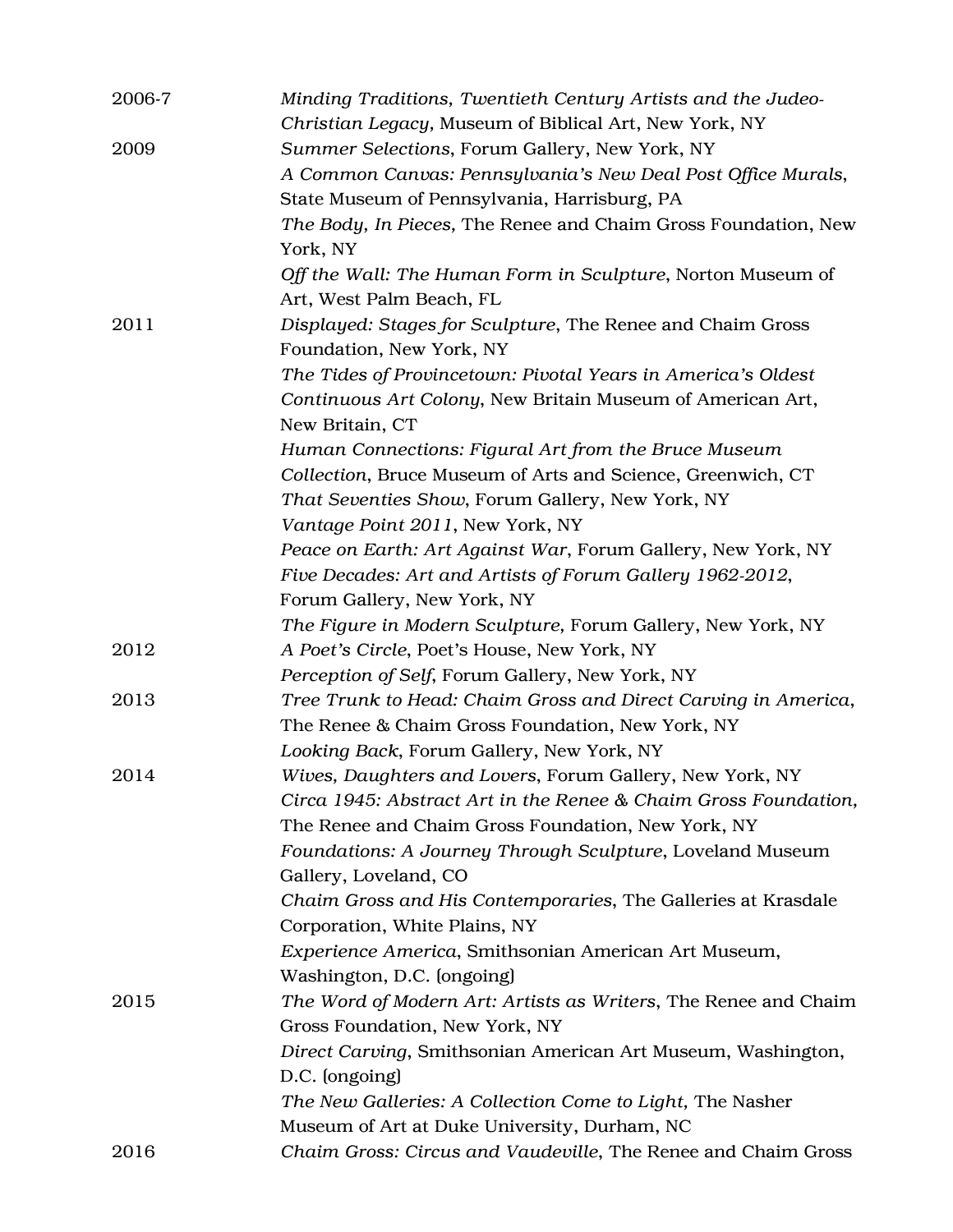2006-7 *Minding Traditions, Twentieth Century Artists and the Judeo-Christian Legacy,* Museum of Biblical Art, New York, NY

2009 *Summer Selections*, Forum Gallery, New York, NY

*A Common Canvas: Pennsylvania's New Deal Post Office Murals*, State Museum of Pennsylvania, Harrisburg, PA

*The Body, In Pieces,* The Renee and Chaim Gross Foundation, New York, NY

*Off the Wall: The Human Form in Sculpture*, Norton Museum of Art, West Palm Beach, FL

2011 *Displayed: Stages for Sculpture*, The Renee and Chaim Gross Foundation, New York, NY

*The Tides of Provincetown: Pivotal Years in America's Oldest Continuous Art Colony*, New Britain Museum of American Art, New Britain, CT

*Human Connections: Figural Art from the Bruce Museum Collection*, Bruce Museum of Arts and Science, Greenwich, CT

*That Seventies Show*, Forum Gallery, New York, NY

*Vantage Point 2011*, New York, NY

*Peace on Earth: Art Against War*, Forum Gallery, New York, NY

*Five Decades: Art and Artists of Forum Gallery 1962-2012*, Forum Gallery, New York, NY

*The Figure in Modern Sculpture,* Forum Gallery, New York, NY

2012 *A Poet's Circle*, Poet's House, New York, NY

*Perception of Self*, Forum Gallery, New York, NY

2013 *Tree Trunk to Head: Chaim Gross and Direct Carving in America*, The Renee & Chaim Gross Foundation, New York, NY

*Looking Back*, Forum Gallery, New York, NY

2014 *Wives, Daughters and Lovers*, Forum Gallery, New York, NY

*Circa 1945: Abstract Art in the Renee & Chaim Gross Foundation,* The Renee and Chaim Gross Foundation, New York, NY

*Foundations: A Journey Through Sculpture*, Loveland Museum Gallery, Loveland, CO

*Chaim Gross and His Contemporaries*, The Galleries at Krasdale Corporation, White Plains, NY

*Experience America*, Smithsonian American Art Museum, Washington, D.C. (ongoing)

2015 *The Word of Modern Art: Artists as Writers*, The Renee and Chaim Gross Foundation, New York, NY

*Direct Carving*, Smithsonian American Art Museum, Washington, D.C. (ongoing)

*The New Galleries: A Collection Come to Light,* The Nasher Museum of Art at Duke University, Durham, NC

2016 *Chaim Gross: Circus and Vaudeville*, The Renee and Chaim Gross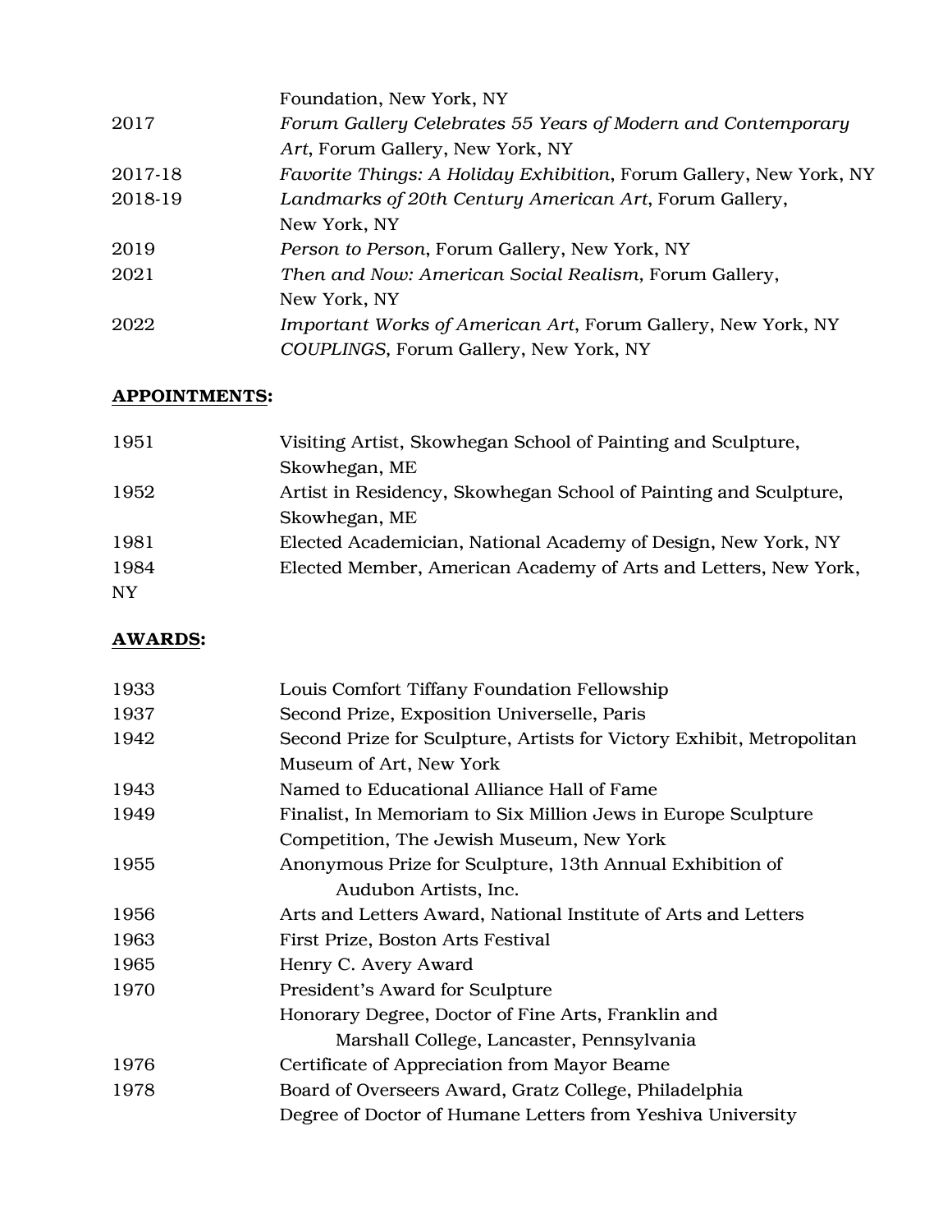| | |
|---|---|
| | Foundation, New York, NY |
| 2017 | *Forum Gallery Celebrates 55 Years of Modern and Contemporary Art*, Forum Gallery, New York, NY |
| 2017-18 | *Favorite Things: A Holiday Exhibition*, Forum Gallery, New York, NY |
| 2018-19 | *Landmarks of 20th Century American Art*, Forum Gallery, New York, NY |
| 2019 | *Person to Person*, Forum Gallery, New York, NY |
| 2021 | *Then and Now: American Social Realism*, Forum Gallery, New York, NY |
| 2022 | *Important Works of American Art*, Forum Gallery, New York, NY |
| | *COUPLINGS*, Forum Gallery, New York, NY |

**APPOINTMENTS:**

| | |
|---|---|
| 1951 | Visiting Artist, Skowhegan School of Painting and Sculpture, Skowhegan, ME |
| 1952 | Artist in Residency, Skowhegan School of Painting and Sculpture, Skowhegan, ME |
| 1981 | Elected Academician, National Academy of Design, New York, NY |
| 1984 | Elected Member, American Academy of Arts and Letters, New York, NY |

**AWARDS:**

| | |
|---|---|
| 1933 | Louis Comfort Tiffany Foundation Fellowship |
| 1937 | Second Prize, Exposition Universelle, Paris |
| 1942 | Second Prize for Sculpture, Artists for Victory Exhibit, Metropolitan Museum of Art, New York |
| 1943 | Named to Educational Alliance Hall of Fame |
| 1949 | Finalist, In Memoriam to Six Million Jews in Europe Sculpture Competition, The Jewish Museum, New York |
| 1955 | Anonymous Prize for Sculpture, 13th Annual Exhibition of Audubon Artists, Inc. |
| 1956 | Arts and Letters Award, National Institute of Arts and Letters |
| 1963 | First Prize, Boston Arts Festival |
| 1965 | Henry C. Avery Award |
| 1970 | President's Award for Sculpture |
| | Honorary Degree, Doctor of Fine Arts, Franklin and Marshall College, Lancaster, Pennsylvania |
| 1976 | Certificate of Appreciation from Mayor Beame |
| 1978 | Board of Overseers Award, Gratz College, Philadelphia |
| | Degree of Doctor of Humane Letters from Yeshiva University |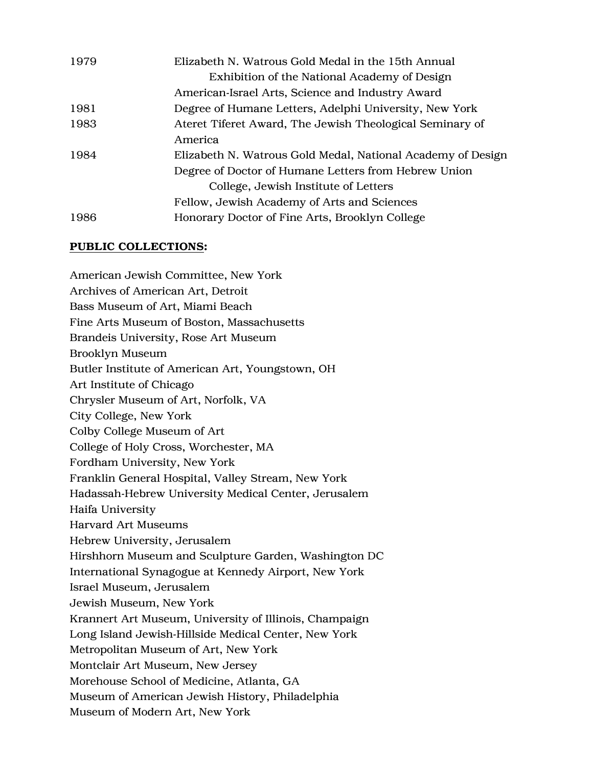| | |
|---|---|
| 1979 | Elizabeth N. Watrous Gold Medal in the 15th Annual Exhibition of the National Academy of Design |
| | American-Israel Arts, Science and Industry Award |
| 1981 | Degree of Humane Letters, Adelphi University, New York |
| 1983 | Ateret Tiferet Award, The Jewish Theological Seminary of America |
| 1984 | Elizabeth N. Watrous Gold Medal, National Academy of Design |
| | Degree of Doctor of Humane Letters from Hebrew Union College, Jewish Institute of Letters |
| | Fellow, Jewish Academy of Arts and Sciences |
| 1986 | Honorary Doctor of Fine Arts, Brooklyn College |

**PUBLIC COLLECTIONS:**

American Jewish Committee, New York
Archives of American Art, Detroit
Bass Museum of Art, Miami Beach
Fine Arts Museum of Boston, Massachusetts
Brandeis University, Rose Art Museum
Brooklyn Museum
Butler Institute of American Art, Youngstown, OH
Art Institute of Chicago
Chrysler Museum of Art, Norfolk, VA
City College, New York
Colby College Museum of Art
College of Holy Cross, Worchester, MA
Fordham University, New York
Franklin General Hospital, Valley Stream, New York
Hadassah-Hebrew University Medical Center, Jerusalem
Haifa University
Harvard Art Museums
Hebrew University, Jerusalem
Hirshhorn Museum and Sculpture Garden, Washington DC
International Synagogue at Kennedy Airport, New York
Israel Museum, Jerusalem
Jewish Museum, New York
Krannert Art Museum, University of Illinois, Champaign
Long Island Jewish-Hillside Medical Center, New York
Metropolitan Museum of Art, New York
Montclair Art Museum, New Jersey
Morehouse School of Medicine, Atlanta, GA
Museum of American Jewish History, Philadelphia
Museum of Modern Art, New York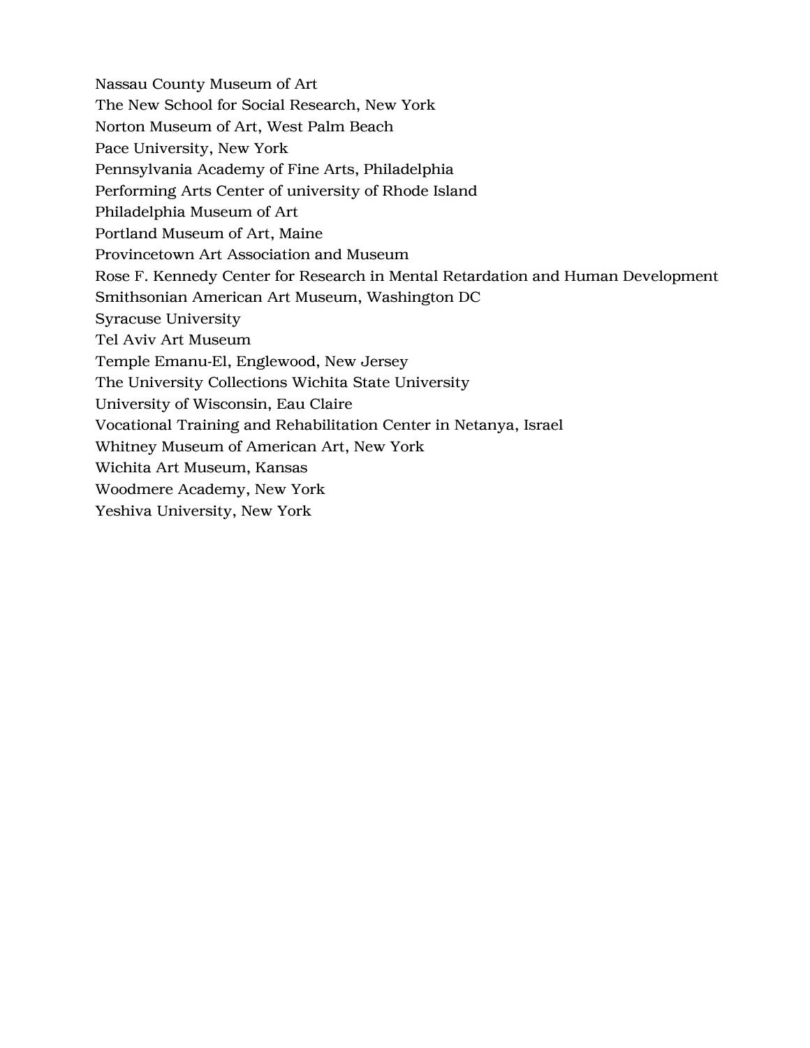Nassau County Museum of Art
The New School for Social Research, New York
Norton Museum of Art, West Palm Beach
Pace University, New York
Pennsylvania Academy of Fine Arts, Philadelphia
Performing Arts Center of university of Rhode Island
Philadelphia Museum of Art
Portland Museum of Art, Maine
Provincetown Art Association and Museum
Rose F. Kennedy Center for Research in Mental Retardation and Human Development
Smithsonian American Art Museum, Washington DC
Syracuse University
Tel Aviv Art Museum
Temple Emanu-El, Englewood, New Jersey
The University Collections Wichita State University
University of Wisconsin, Eau Claire
Vocational Training and Rehabilitation Center in Netanya, Israel
Whitney Museum of American Art, New York
Wichita Art Museum, Kansas
Woodmere Academy, New York
Yeshiva University, New York